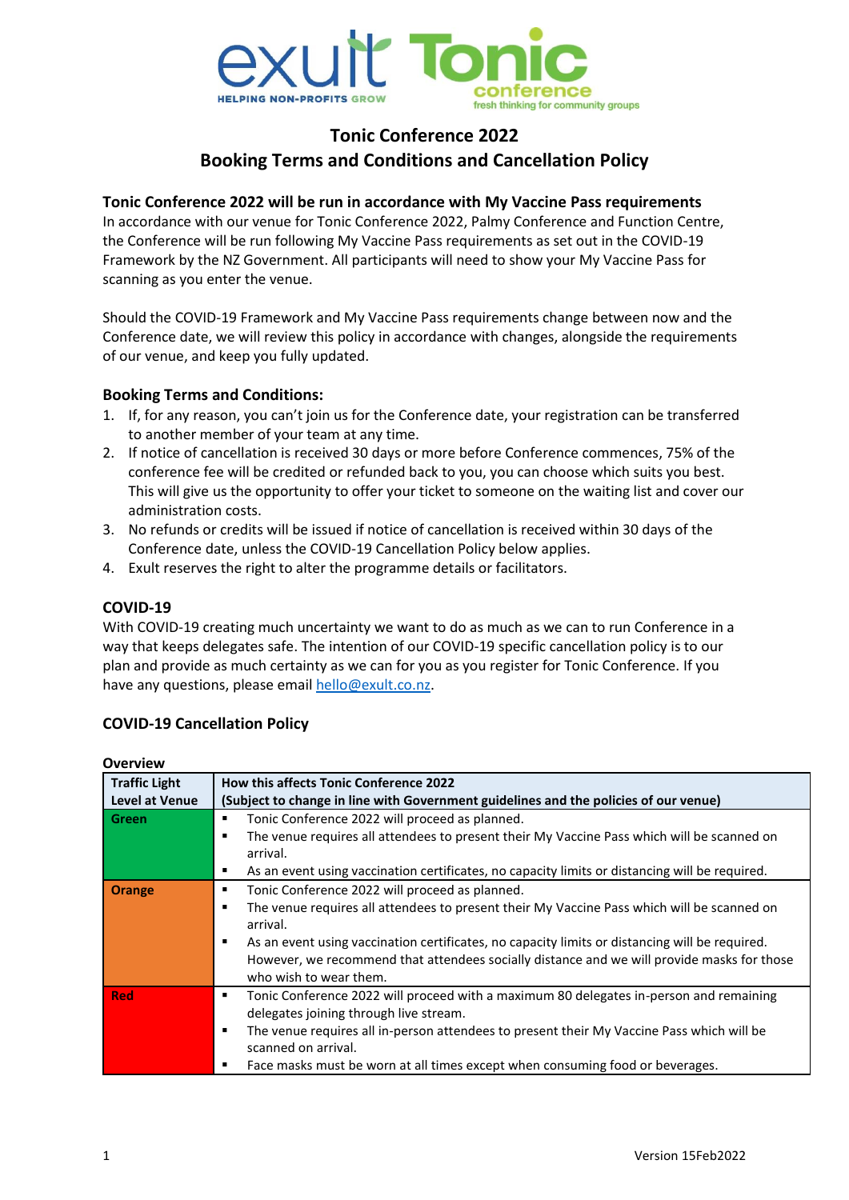# Tonic Conference 2022

## Booking Terms and Conditions and Cancellation Policy

### Tonic Conference 2022 will be run in accordance with My Vaccine Pass requirements

In accordance with our venue for Tonic Conference 2022, Palmy Conference and Function Centre, the Conference will be run following My Vaccine Pass requirements as set out in the COVID-19 Framework by the NZ Government. All participants will need to show your My Vaccine Pass for scanning as you enter the venue.

Should the COVID-19 Framework and My Vaccine Pass requirements change between now and the Conference date, we will review this policy in accordance with changes, alongside the requirements of our venue, and keep you fully updated.

### Booking Terms and Conditions:

1. If, for any reason, you can't join us for the Conference date, your registration can be transferred to another member of your team at any time.
2. If notice of cancellation is received 30 days or more before Conference commences, 75% of the conference fee will be credited or refunded back to you, you can choose which suits you best. This will give us the opportunity to offer your ticket to someone on the waiting list and cover our administration costs.
3. No refunds or credits will be issued if notice of cancellation is received within 30 days of the Conference date, unless the COVID-19 Cancellation Policy below applies.
4. Exult reserves the right to alter the programme details or facilitators.

### COVID-19

With COVID-19 creating much uncertainty we want to do as much as we can to run Conference in a way that keeps delegates safe. The intention of our COVID-19 specific cancellation policy is to our plan and provide as much certainty as we can for you as you register for Tonic Conference. If you have any questions, please email hello@exult.co.nz.

### COVID-19 Cancellation Policy

**Overview**

| Traffic Light Level at Venue | How this affects Tonic Conference 2022 (Subject to change in line with Government guidelines and the policies of our venue) |
|---|---|
| **Green** | ▪ Tonic Conference 2022 will proceed as planned.<br>▪ The venue requires all attendees to present their My Vaccine Pass which will be scanned on arrival.<br>▪ As an event using vaccination certificates, no capacity limits or distancing will be required. |
| **Orange** | ▪ Tonic Conference 2022 will proceed as planned.<br>▪ The venue requires all attendees to present their My Vaccine Pass which will be scanned on arrival.<br>▪ As an event using vaccination certificates, no capacity limits or distancing will be required. However, we recommend that attendees socially distance and we will provide masks for those who wish to wear them. |
| **Red** | ▪ Tonic Conference 2022 will proceed with a maximum 80 delegates in-person and remaining delegates joining through live stream.<br>▪ The venue requires all in-person attendees to present their My Vaccine Pass which will be scanned on arrival.<br>▪ Face masks must be worn at all times except when consuming food or beverages. |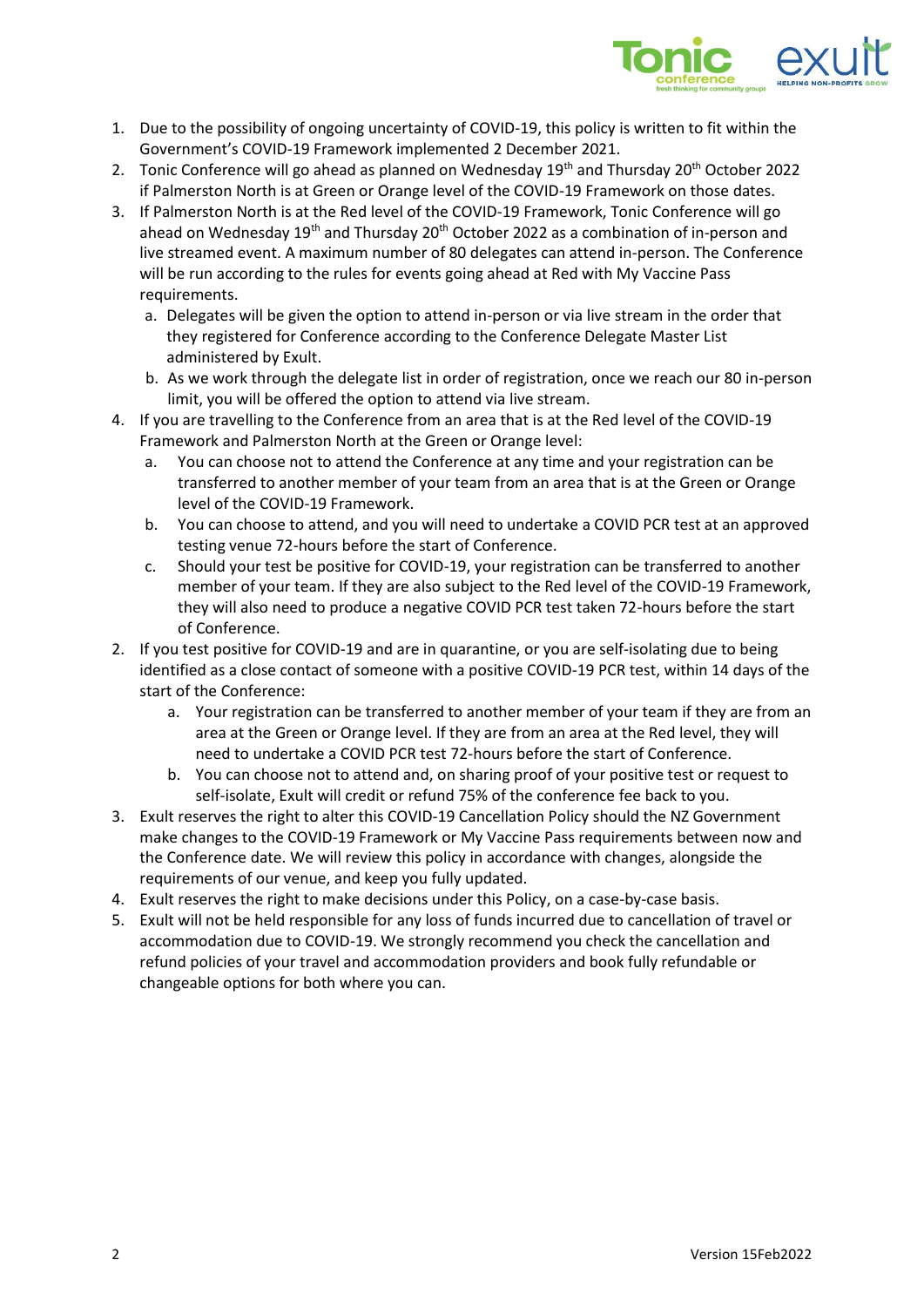1. Due to the possibility of ongoing uncertainty of COVID-19, this policy is written to fit within the Government's COVID-19 Framework implemented 2 December 2021.
2. Tonic Conference will go ahead as planned on Wednesday 19th and Thursday 20th October 2022 if Palmerston North is at Green or Orange level of the COVID-19 Framework on those dates.
3. If Palmerston North is at the Red level of the COVID-19 Framework, Tonic Conference will go ahead on Wednesday 19th and Thursday 20th October 2022 as a combination of in-person and live streamed event. A maximum number of 80 delegates can attend in-person. The Conference will be run according to the rules for events going ahead at Red with My Vaccine Pass requirements.
   a. Delegates will be given the option to attend in-person or via live stream in the order that they registered for Conference according to the Conference Delegate Master List administered by Exult.
   b. As we work through the delegate list in order of registration, once we reach our 80 in-person limit, you will be offered the option to attend via live stream.
4. If you are travelling to the Conference from an area that is at the Red level of the COVID-19 Framework and Palmerston North at the Green or Orange level:
   a. You can choose not to attend the Conference at any time and your registration can be transferred to another member of your team from an area that is at the Green or Orange level of the COVID-19 Framework.
   b. You can choose to attend, and you will need to undertake a COVID PCR test at an approved testing venue 72-hours before the start of Conference.
   c. Should your test be positive for COVID-19, your registration can be transferred to another member of your team. If they are also subject to the Red level of the COVID-19 Framework, they will also need to produce a negative COVID PCR test taken 72-hours before the start of Conference.
2. If you test positive for COVID-19 and are in quarantine, or you are self-isolating due to being identified as a close contact of someone with a positive COVID-19 PCR test, within 14 days of the start of the Conference:
   a. Your registration can be transferred to another member of your team if they are from an area at the Green or Orange level. If they are from an area at the Red level, they will need to undertake a COVID PCR test 72-hours before the start of Conference.
   b. You can choose not to attend and, on sharing proof of your positive test or request to self-isolate, Exult will credit or refund 75% of the conference fee back to you.
3. Exult reserves the right to alter this COVID-19 Cancellation Policy should the NZ Government make changes to the COVID-19 Framework or My Vaccine Pass requirements between now and the Conference date. We will review this policy in accordance with changes, alongside the requirements of our venue, and keep you fully updated.
4. Exult reserves the right to make decisions under this Policy, on a case-by-case basis.
5. Exult will not be held responsible for any loss of funds incurred due to cancellation of travel or accommodation due to COVID-19. We strongly recommend you check the cancellation and refund policies of your travel and accommodation providers and book fully refundable or changeable options for both where you can.

Version 15Feb2022